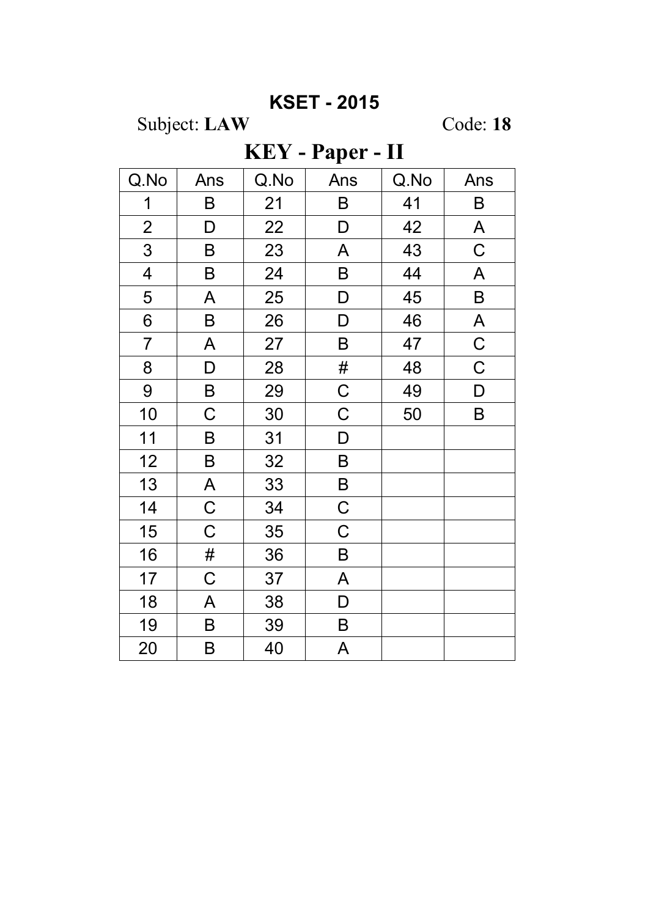# KSET - 2015

Subject: **LAW** Code: **18**

## KEY - Paper - II

| Q.No | Ans | Q.No | Ans | Q.No | Ans |
|---|---|---|---|---|---|
| 1 | B | 21 | B | 41 | B |
| 2 | D | 22 | D | 42 | A |
| 3 | B | 23 | A | 43 | C |
| 4 | B | 24 | B | 44 | A |
| 5 | A | 25 | D | 45 | B |
| 6 | B | 26 | D | 46 | A |
| 7 | A | 27 | B | 47 | C |
| 8 | D | 28 | # | 48 | C |
| 9 | B | 29 | C | 49 | D |
| 10 | C | 30 | C | 50 | B |
| 11 | B | 31 | D | | |
| 12 | B | 32 | B | | |
| 13 | A | 33 | B | | |
| 14 | C | 34 | C | | |
| 15 | C | 35 | C | | |
| 16 | # | 36 | B | | |
| 17 | C | 37 | A | | |
| 18 | A | 38 | D | | |
| 19 | B | 39 | B | | |
| 20 | B | 40 | A | | |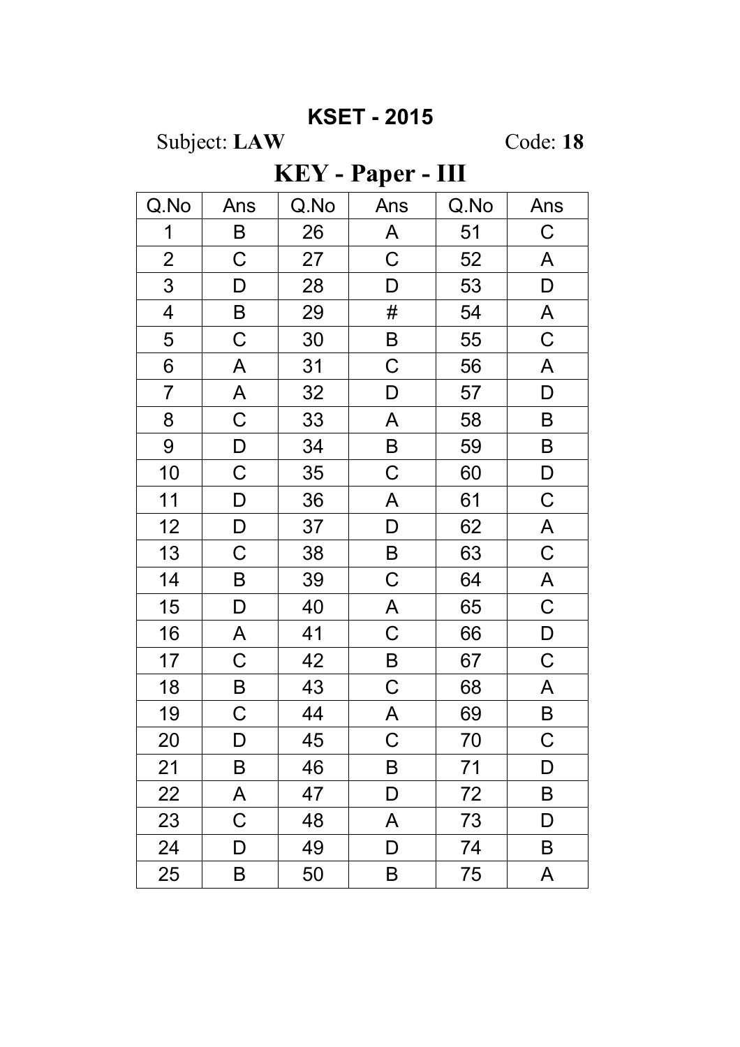# KSET - 2015

Subject: **LAW** Code: **18**

## KEY - Paper - III

| Q.No | Ans | Q.No | Ans | Q.No | Ans |
|---|---|---|---|---|---|
| 1 | B | 26 | A | 51 | C |
| 2 | C | 27 | C | 52 | A |
| 3 | D | 28 | D | 53 | D |
| 4 | B | 29 | # | 54 | A |
| 5 | C | 30 | B | 55 | C |
| 6 | A | 31 | C | 56 | A |
| 7 | A | 32 | D | 57 | D |
| 8 | C | 33 | A | 58 | B |
| 9 | D | 34 | B | 59 | B |
| 10 | C | 35 | C | 60 | D |
| 11 | D | 36 | A | 61 | C |
| 12 | D | 37 | D | 62 | A |
| 13 | C | 38 | B | 63 | C |
| 14 | B | 39 | C | 64 | A |
| 15 | D | 40 | A | 65 | C |
| 16 | A | 41 | C | 66 | D |
| 17 | C | 42 | B | 67 | C |
| 18 | B | 43 | C | 68 | A |
| 19 | C | 44 | A | 69 | B |
| 20 | D | 45 | C | 70 | C |
| 21 | B | 46 | B | 71 | D |
| 22 | A | 47 | D | 72 | B |
| 23 | C | 48 | A | 73 | D |
| 24 | D | 49 | D | 74 | B |
| 25 | B | 50 | B | 75 | A |